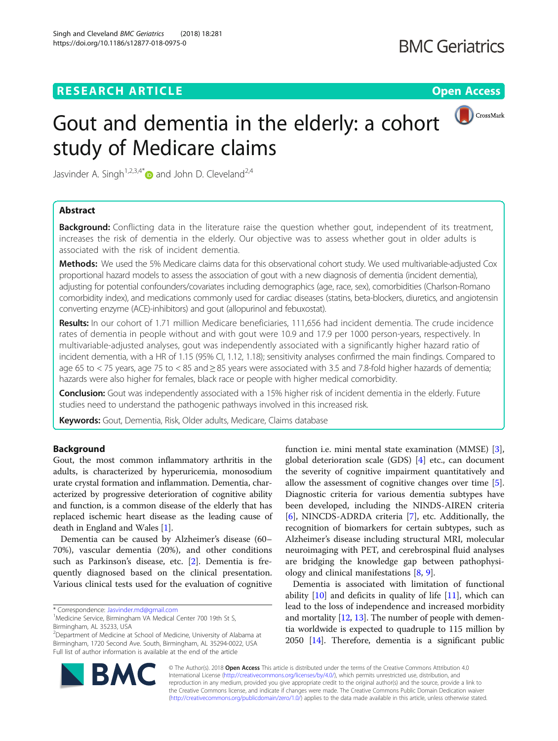RESEARCH ARTICLE

Open Access

# Gout and dementia in the elderly: a cohort study of Medicare claims

Jasvinder A. Singh[1,2,3,4*] and John D. Cleveland[2,4]

## Abstract

**Background:** Conflicting data in the literature raise the question whether gout, independent of its treatment, increases the risk of dementia in the elderly. Our objective was to assess whether gout in older adults is associated with the risk of incident dementia.

**Methods:** We used the 5% Medicare claims data for this observational cohort study. We used multivariable-adjusted Cox proportional hazard models to assess the association of gout with a new diagnosis of dementia (incident dementia), adjusting for potential confounders/covariates including demographics (age, race, sex), comorbidities (Charlson-Romano comorbidity index), and medications commonly used for cardiac diseases (statins, beta-blockers, diuretics, and angiotensin converting enzyme (ACE)-inhibitors) and gout (allopurinol and febuxostat).

**Results:** In our cohort of 1.71 million Medicare beneficiaries, 111,656 had incident dementia. The crude incidence rates of dementia in people without and with gout were 10.9 and 17.9 per 1000 person-years, respectively. In multivariable-adjusted analyses, gout was independently associated with a significantly higher hazard ratio of incident dementia, with a HR of 1.15 (95% CI, 1.12, 1.18); sensitivity analyses confirmed the main findings. Compared to age 65 to < 75 years, age 75 to < 85 and ≥ 85 years were associated with 3.5 and 7.8-fold higher hazards of dementia; hazards were also higher for females, black race or people with higher medical comorbidity.

**Conclusion:** Gout was independently associated with a 15% higher risk of incident dementia in the elderly. Future studies need to understand the pathogenic pathways involved in this increased risk.

**Keywords:** Gout, Dementia, Risk, Older adults, Medicare, Claims database

## Background

Gout, the most common inflammatory arthritis in the adults, is characterized by hyperuricemia, monosodium urate crystal formation and inflammation. Dementia, characterized by progressive deterioration of cognitive ability and function, is a common disease of the elderly that has replaced ischemic heart disease as the leading cause of death in England and Wales [1].

Dementia can be caused by Alzheimer's disease (60–70%), vascular dementia (20%), and other conditions such as Parkinson's disease, etc. [2]. Dementia is frequently diagnosed based on the clinical presentation. Various clinical tests used for the evaluation of cognitive function i.e. mini mental state examination (MMSE) [3], global deterioration scale (GDS) [4] etc., can document the severity of cognitive impairment quantitatively and allow the assessment of cognitive changes over time [5]. Diagnostic criteria for various dementia subtypes have been developed, including the NINDS-AIREN criteria [6], NINCDS-ADRDA criteria [7], etc. Additionally, the recognition of biomarkers for certain subtypes, such as Alzheimer's disease including structural MRI, molecular neuroimaging with PET, and cerebrospinal fluid analyses are bridging the knowledge gap between pathophysiology and clinical manifestations [8, 9].

Dementia is associated with limitation of functional ability [10] and deficits in quality of life [11], which can lead to the loss of independence and increased morbidity and mortality [12, 13]. The number of people with dementia worldwide is expected to quadruple to 115 million by 2050 [14]. Therefore, dementia is a significant public

* Correspondence: Jasvinder.md@gmail.com
[1]Medicine Service, Birmingham VA Medical Center 700 19th St S, Birmingham, AL 35233, USA
[2]Department of Medicine at School of Medicine, University of Alabama at Birmingham, 1720 Second Ave. South, Birmingham, AL 35294-0022, USA
Full list of author information is available at the end of the article

© The Author(s). 2018 **Open Access** This article is distributed under the terms of the Creative Commons Attribution 4.0 International License (http://creativecommons.org/licenses/by/4.0/), which permits unrestricted use, distribution, and reproduction in any medium, provided you give appropriate credit to the original author(s) and the source, provide a link to the Creative Commons license, and indicate if changes were made. The Creative Commons Public Domain Dedication waiver (http://creativecommons.org/publicdomain/zero/1.0/) applies to the data made available in this article, unless otherwise stated.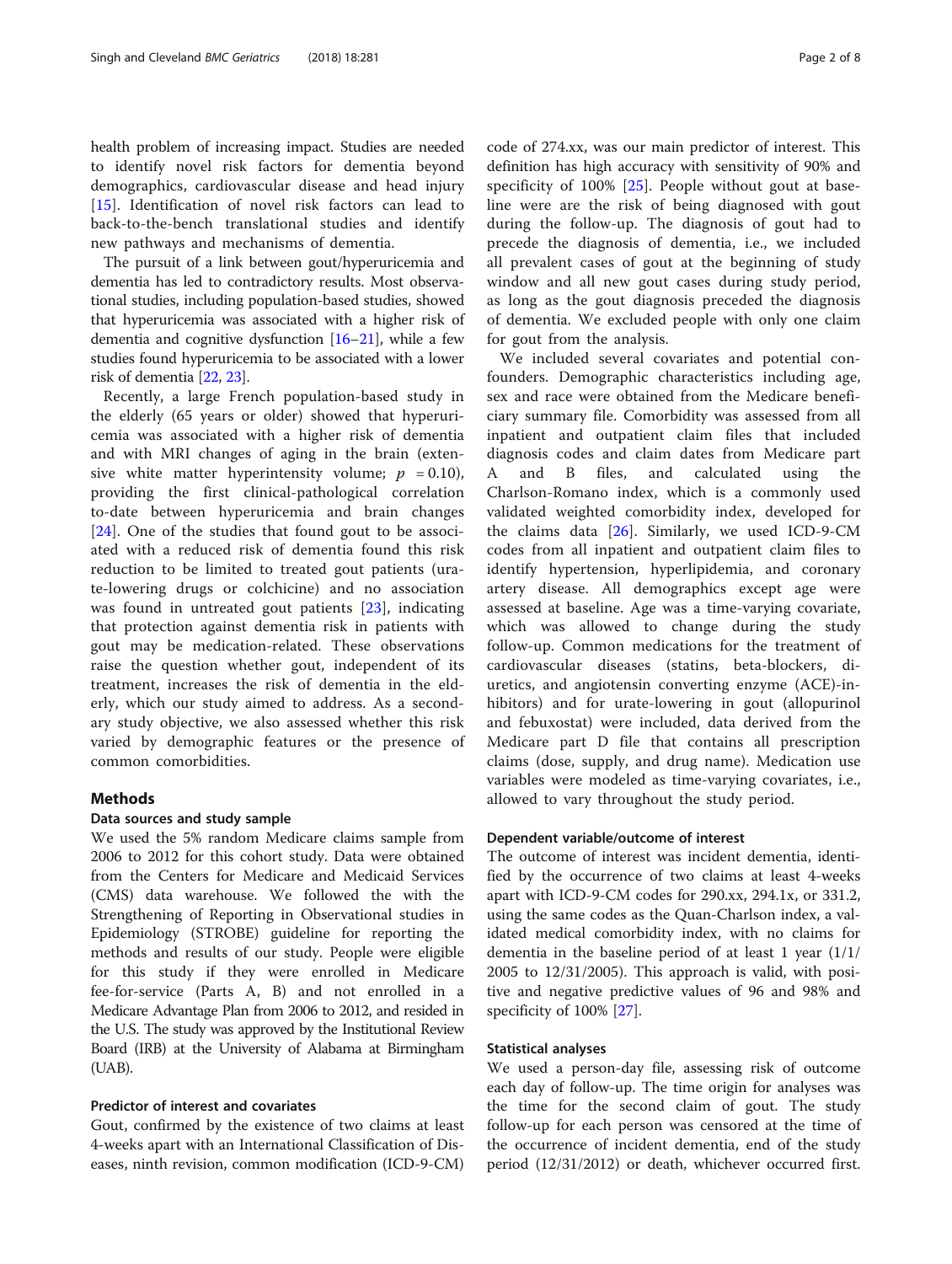health problem of increasing impact. Studies are needed to identify novel risk factors for dementia beyond demographics, cardiovascular disease and head injury [15]. Identification of novel risk factors can lead to back-to-the-bench translational studies and identify new pathways and mechanisms of dementia.

The pursuit of a link between gout/hyperuricemia and dementia has led to contradictory results. Most observational studies, including population-based studies, showed that hyperuricemia was associated with a higher risk of dementia and cognitive dysfunction [16–21], while a few studies found hyperuricemia to be associated with a lower risk of dementia [22, 23].

Recently, a large French population-based study in the elderly (65 years or older) showed that hyperuricemia was associated with a higher risk of dementia and with MRI changes of aging in the brain (extensive white matter hyperintensity volume; $p = 0.10$), providing the first clinical-pathological correlation to-date between hyperuricemia and brain changes [24]. One of the studies that found gout to be associated with a reduced risk of dementia found this risk reduction to be limited to treated gout patients (urate-lowering drugs or colchicine) and no association was found in untreated gout patients [23], indicating that protection against dementia risk in patients with gout may be medication-related. These observations raise the question whether gout, independent of its treatment, increases the risk of dementia in the elderly, which our study aimed to address. As a secondary study objective, we also assessed whether this risk varied by demographic features or the presence of common comorbidities.

## Methods

### Data sources and study sample

We used the 5% random Medicare claims sample from 2006 to 2012 for this cohort study. Data were obtained from the Centers for Medicare and Medicaid Services (CMS) data warehouse. We followed the with the Strengthening of Reporting in Observational studies in Epidemiology (STROBE) guideline for reporting the methods and results of our study. People were eligible for this study if they were enrolled in Medicare fee-for-service (Parts A, B) and not enrolled in a Medicare Advantage Plan from 2006 to 2012, and resided in the U.S. The study was approved by the Institutional Review Board (IRB) at the University of Alabama at Birmingham (UAB).

### Predictor of interest and covariates

Gout, confirmed by the existence of two claims at least 4-weeks apart with an International Classification of Diseases, ninth revision, common modification (ICD-9-CM) code of 274.xx, was our main predictor of interest. This definition has high accuracy with sensitivity of 90% and specificity of 100% [25]. People without gout at baseline were are the risk of being diagnosed with gout during the follow-up. The diagnosis of gout had to precede the diagnosis of dementia, i.e., we included all prevalent cases of gout at the beginning of study window and all new gout cases during study period, as long as the gout diagnosis preceded the diagnosis of dementia. We excluded people with only one claim for gout from the analysis.

We included several covariates and potential confounders. Demographic characteristics including age, sex and race were obtained from the Medicare beneficiary summary file. Comorbidity was assessed from all inpatient and outpatient claim files that included diagnosis codes and claim dates from Medicare part A and B files, and calculated using the Charlson-Romano index, which is a commonly used validated weighted comorbidity index, developed for the claims data [26]. Similarly, we used ICD-9-CM codes from all inpatient and outpatient claim files to identify hypertension, hyperlipidemia, and coronary artery disease. All demographics except age were assessed at baseline. Age was a time-varying covariate, which was allowed to change during the study follow-up. Common medications for the treatment of cardiovascular diseases (statins, beta-blockers, diuretics, and angiotensin converting enzyme (ACE)-inhibitors) and for urate-lowering in gout (allopurinol and febuxostat) were included, data derived from the Medicare part D file that contains all prescription claims (dose, supply, and drug name). Medication use variables were modeled as time-varying covariates, i.e., allowed to vary throughout the study period.

### Dependent variable/outcome of interest

The outcome of interest was incident dementia, identified by the occurrence of two claims at least 4-weeks apart with ICD-9-CM codes for 290.xx, 294.1x, or 331.2, using the same codes as the Quan-Charlson index, a validated medical comorbidity index, with no claims for dementia in the baseline period of at least 1 year (1/1/2005 to 12/31/2005). This approach is valid, with positive and negative predictive values of 96 and 98% and specificity of 100% [27].

### Statistical analyses

We used a person-day file, assessing risk of outcome each day of follow-up. The time origin for analyses was the time for the second claim of gout. The study follow-up for each person was censored at the time of the occurrence of incident dementia, end of the study period (12/31/2012) or death, whichever occurred first.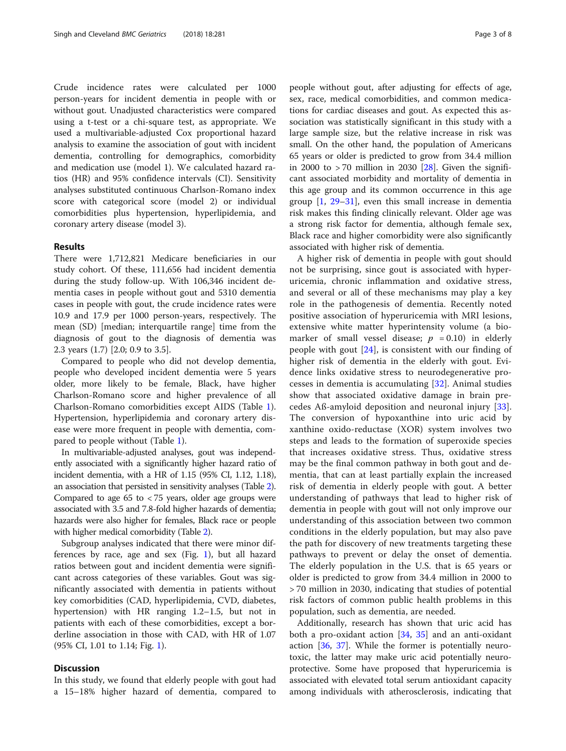Crude incidence rates were calculated per 1000 person-years for incident dementia in people with or without gout. Unadjusted characteristics were compared using a t-test or a chi-square test, as appropriate. We used a multivariable-adjusted Cox proportional hazard analysis to examine the association of gout with incident dementia, controlling for demographics, comorbidity and medication use (model 1). We calculated hazard ratios (HR) and 95% confidence intervals (CI). Sensitivity analyses substituted continuous Charlson-Romano index score with categorical score (model 2) or individual comorbidities plus hypertension, hyperlipidemia, and coronary artery disease (model 3).

## Results

There were 1,712,821 Medicare beneficiaries in our study cohort. Of these, 111,656 had incident dementia during the study follow-up. With 106,346 incident dementia cases in people without gout and 5310 dementia cases in people with gout, the crude incidence rates were 10.9 and 17.9 per 1000 person-years, respectively. The mean (SD) [median; interquartile range] time from the diagnosis of gout to the diagnosis of dementia was 2.3 years (1.7) [2.0; 0.9 to 3.5].

Compared to people who did not develop dementia, people who developed incident dementia were 5 years older, more likely to be female, Black, have higher Charlson-Romano score and higher prevalence of all Charlson-Romano comorbidities except AIDS (Table 1). Hypertension, hyperlipidemia and coronary artery disease were more frequent in people with dementia, compared to people without (Table 1).

In multivariable-adjusted analyses, gout was independently associated with a significantly higher hazard ratio of incident dementia, with a HR of 1.15 (95% CI, 1.12, 1.18), an association that persisted in sensitivity analyses (Table 2). Compared to age 65 to < 75 years, older age groups were associated with 3.5 and 7.8-fold higher hazards of dementia; hazards were also higher for females, Black race or people with higher medical comorbidity (Table 2).

Subgroup analyses indicated that there were minor differences by race, age and sex (Fig. 1), but all hazard ratios between gout and incident dementia were significant across categories of these variables. Gout was significantly associated with dementia in patients without key comorbidities (CAD, hyperlipidemia, CVD, diabetes, hypertension) with HR ranging 1.2–1.5, but not in patients with each of these comorbidities, except a borderline association in those with CAD, with HR of 1.07 (95% CI, 1.01 to 1.14; Fig. 1).

## Discussion

In this study, we found that elderly people with gout had a 15–18% higher hazard of dementia, compared to people without gout, after adjusting for effects of age, sex, race, medical comorbidities, and common medications for cardiac diseases and gout. As expected this association was statistically significant in this study with a large sample size, but the relative increase in risk was small. On the other hand, the population of Americans 65 years or older is predicted to grow from 34.4 million in 2000 to > 70 million in 2030 [28]. Given the significant associated morbidity and mortality of dementia in this age group and its common occurrence in this age group [1, 29–31], even this small increase in dementia risk makes this finding clinically relevant. Older age was a strong risk factor for dementia, although female sex, Black race and higher comorbidity were also significantly associated with higher risk of dementia.

A higher risk of dementia in people with gout should not be surprising, since gout is associated with hyperuricemia, chronic inflammation and oxidative stress, and several or all of these mechanisms may play a key role in the pathogenesis of dementia. Recently noted positive association of hyperuricemia with MRI lesions, extensive white matter hyperintensity volume (a biomarker of small vessel disease; $p = 0.10$) in elderly people with gout [24], is consistent with our finding of higher risk of dementia in the elderly with gout. Evidence links oxidative stress to neurodegenerative processes in dementia is accumulating [32]. Animal studies show that associated oxidative damage in brain precedes Aß-amyloid deposition and neuronal injury [33]. The conversion of hypoxanthine into uric acid by xanthine oxido-reductase (XOR) system involves two steps and leads to the formation of superoxide species that increases oxidative stress. Thus, oxidative stress may be the final common pathway in both gout and dementia, that can at least partially explain the increased risk of dementia in elderly people with gout. A better understanding of pathways that lead to higher risk of dementia in people with gout will not only improve our understanding of this association between two common conditions in the elderly population, but may also pave the path for discovery of new treatments targeting these pathways to prevent or delay the onset of dementia. The elderly population in the U.S. that is 65 years or older is predicted to grow from 34.4 million in 2000 to > 70 million in 2030, indicating that studies of potential risk factors of common public health problems in this population, such as dementia, are needed.

Additionally, research has shown that uric acid has both a pro-oxidant action [34, 35] and an anti-oxidant action [36, 37]. While the former is potentially neurotoxic, the latter may make uric acid potentially neuroprotective. Some have proposed that hyperuricemia is associated with elevated total serum antioxidant capacity among individuals with atherosclerosis, indicating that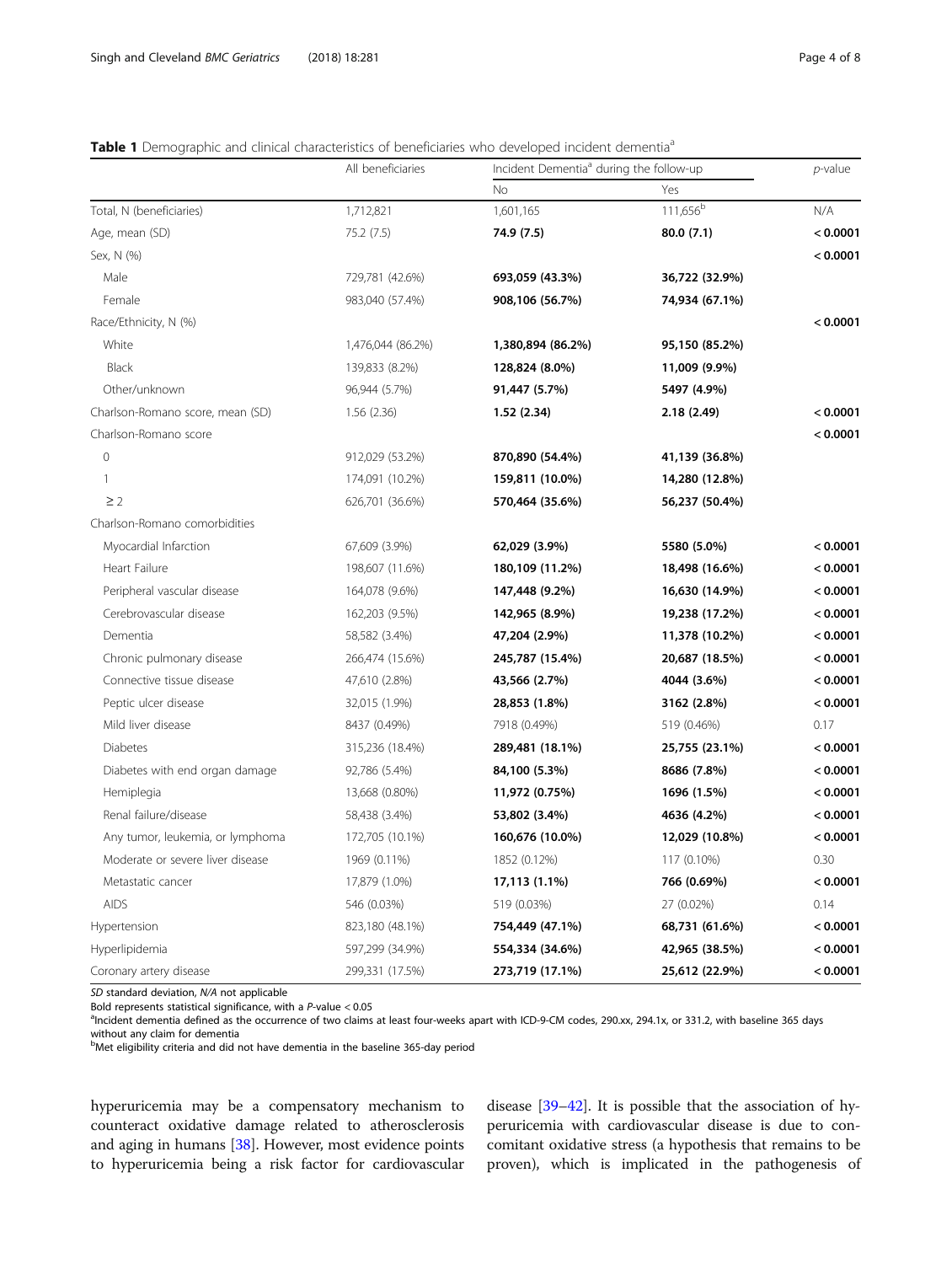**Table 1** Demographic and clinical characteristics of beneficiaries who developed incident dementia[a]

| | All beneficiaries | Incident Dementia[a] during the follow-up | | *p*-value |
|---|---|---|---|---|
| | | No | Yes | |
| Total, N (beneficiaries) | 1,712,821 | 1,601,165 | 111,656[b] | N/A |
| Age, mean (SD) | 75.2 (7.5) | **74.9 (7.5)** | **80.0 (7.1)** | **< 0.0001** |
| Sex, N (%) | | | | **< 0.0001** |
| Male | 729,781 (42.6%) | **693,059 (43.3%)** | **36,722 (32.9%)** | |
| Female | 983,040 (57.4%) | **908,106 (56.7%)** | **74,934 (67.1%)** | |
| Race/Ethnicity, N (%) | | | | **< 0.0001** |
| White | 1,476,044 (86.2%) | **1,380,894 (86.2%)** | **95,150 (85.2%)** | |
| Black | 139,833 (8.2%) | **128,824 (8.0%)** | **11,009 (9.9%)** | |
| Other/unknown | 96,944 (5.7%) | **91,447 (5.7%)** | **5497 (4.9%)** | |
| Charlson-Romano score, mean (SD) | 1.56 (2.36) | **1.52 (2.34)** | **2.18 (2.49)** | **< 0.0001** |
| Charlson-Romano score | | | | **< 0.0001** |
| 0 | 912,029 (53.2%) | **870,890 (54.4%)** | **41,139 (36.8%)** | |
| 1 | 174,091 (10.2%) | **159,811 (10.0%)** | **14,280 (12.8%)** | |
| ≥ 2 | 626,701 (36.6%) | **570,464 (35.6%)** | **56,237 (50.4%)** | |
| Charlson-Romano comorbidities | | | | |
| Myocardial Infarction | 67,609 (3.9%) | **62,029 (3.9%)** | **5580 (5.0%)** | **< 0.0001** |
| Heart Failure | 198,607 (11.6%) | **180,109 (11.2%)** | **18,498 (16.6%)** | **< 0.0001** |
| Peripheral vascular disease | 164,078 (9.6%) | **147,448 (9.2%)** | **16,630 (14.9%)** | **< 0.0001** |
| Cerebrovascular disease | 162,203 (9.5%) | **142,965 (8.9%)** | **19,238 (17.2%)** | **< 0.0001** |
| Dementia | 58,582 (3.4%) | **47,204 (2.9%)** | **11,378 (10.2%)** | **< 0.0001** |
| Chronic pulmonary disease | 266,474 (15.6%) | **245,787 (15.4%)** | **20,687 (18.5%)** | **< 0.0001** |
| Connective tissue disease | 47,610 (2.8%) | **43,566 (2.7%)** | **4044 (3.6%)** | **< 0.0001** |
| Peptic ulcer disease | 32,015 (1.9%) | **28,853 (1.8%)** | **3162 (2.8%)** | **< 0.0001** |
| Mild liver disease | 8437 (0.49%) | 7918 (0.49%) | 519 (0.46%) | 0.17 |
| Diabetes | 315,236 (18.4%) | **289,481 (18.1%)** | **25,755 (23.1%)** | **< 0.0001** |
| Diabetes with end organ damage | 92,786 (5.4%) | **84,100 (5.3%)** | **8686 (7.8%)** | **< 0.0001** |
| Hemiplegia | 13,668 (0.80%) | **11,972 (0.75%)** | **1696 (1.5%)** | **< 0.0001** |
| Renal failure/disease | 58,438 (3.4%) | **53,802 (3.4%)** | **4636 (4.2%)** | **< 0.0001** |
| Any tumor, leukemia, or lymphoma | 172,705 (10.1%) | **160,676 (10.0%)** | **12,029 (10.8%)** | **< 0.0001** |
| Moderate or severe liver disease | 1969 (0.11%) | 1852 (0.12%) | 117 (0.10%) | 0.30 |
| Metastatic cancer | 17,879 (1.0%) | **17,113 (1.1%)** | **766 (0.69%)** | **< 0.0001** |
| AIDS | 546 (0.03%) | 519 (0.03%) | 27 (0.02%) | 0.14 |
| Hypertension | 823,180 (48.1%) | **754,449 (47.1%)** | **68,731 (61.6%)** | **< 0.0001** |
| Hyperlipidemia | 597,299 (34.9%) | **554,334 (34.6%)** | **42,965 (38.5%)** | **< 0.0001** |
| Coronary artery disease | 299,331 (17.5%) | **273,719 (17.1%)** | **25,612 (22.9%)** | **< 0.0001** |

*SD* standard deviation, *N/A* not applicable
Bold represents statistical significance, with a *P*-value < 0.05
[a]Incident dementia defined as the occurrence of two claims at least four-weeks apart with ICD-9-CM codes, 290.xx, 294.1x, or 331.2, with baseline 365 days without any claim for dementia
[b]Met eligibility criteria and did not have dementia in the baseline 365-day period

hyperuricemia may be a compensatory mechanism to counteract oxidative damage related to atherosclerosis and aging in humans [38]. However, most evidence points to hyperuricemia being a risk factor for cardiovascular disease [39–42]. It is possible that the association of hyperuricemia with cardiovascular disease is due to concomitant oxidative stress (a hypothesis that remains to be proven), which is implicated in the pathogenesis of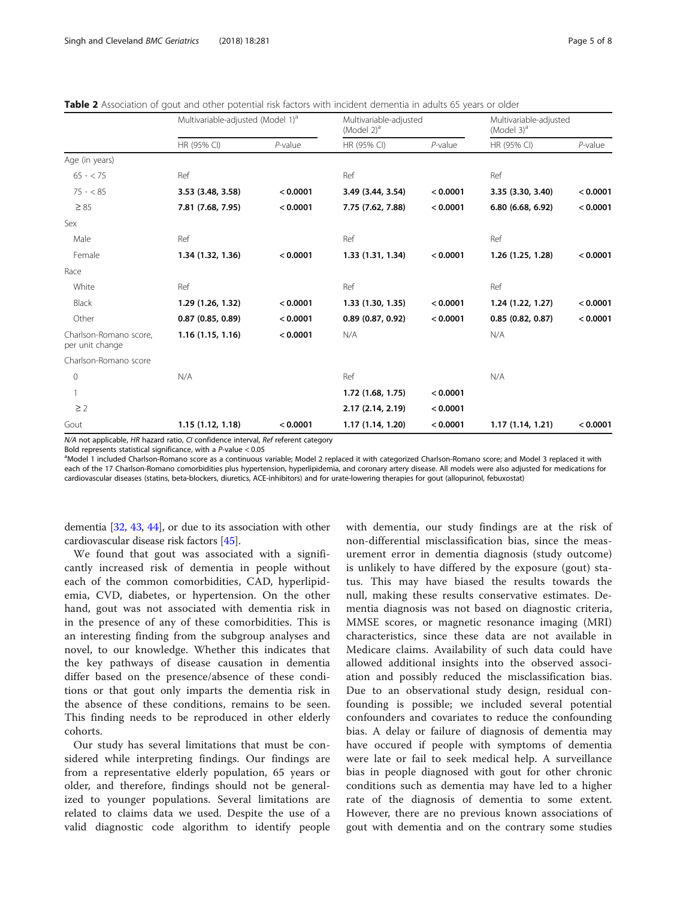**Table 2** Association of gout and other potential risk factors with incident dementia in adults 65 years or older

| | Multivariable-adjusted (Model 1)[a] | | Multivariable-adjusted (Model 2)[a] | | Multivariable-adjusted (Model 3)[a] | |
|---|---|---|---|---|---|---|
| | HR (95% CI) | *P*-value | HR (95% CI) | *P*-value | HR (95% CI) | *P*-value |
| Age (in years) | | | | | | |
| 65 - < 75 | Ref | | Ref | | Ref | |
| 75 - < 85 | **3.53 (3.48, 3.58)** | **< 0.0001** | **3.49 (3.44, 3.54)** | **< 0.0001** | **3.35 (3.30, 3.40)** | **< 0.0001** |
| ≥ 85 | **7.81 (7.68, 7.95)** | **< 0.0001** | **7.75 (7.62, 7.88)** | **< 0.0001** | **6.80 (6.68, 6.92)** | **< 0.0001** |
| Sex | | | | | | |
| Male | Ref | | Ref | | Ref | |
| Female | **1.34 (1.32, 1.36)** | **< 0.0001** | **1.33 (1.31, 1.34)** | **< 0.0001** | **1.26 (1.25, 1.28)** | **< 0.0001** |
| Race | | | | | | |
| White | Ref | | Ref | | Ref | |
| Black | **1.29 (1.26, 1.32)** | **< 0.0001** | **1.33 (1.30, 1.35)** | **< 0.0001** | **1.24 (1.22, 1.27)** | **< 0.0001** |
| Other | **0.87 (0.85, 0.89)** | **< 0.0001** | **0.89 (0.87, 0.92)** | **< 0.0001** | **0.85 (0.82, 0.87)** | **< 0.0001** |
| Charlson-Romano score, per unit change | **1.16 (1.15, 1.16)** | **< 0.0001** | N/A | | N/A | |
| Charlson-Romano score | | | | | | |
| 0 | N/A | | Ref | | N/A | |
| 1 | | | **1.72 (1.68, 1.75)** | **< 0.0001** | | |
| ≥ 2 | | | **2.17 (2.14, 2.19)** | **< 0.0001** | | |
| Gout | **1.15 (1.12, 1.18)** | **< 0.0001** | **1.17 (1.14, 1.20)** | **< 0.0001** | **1.17 (1.14, 1.21)** | **< 0.0001** |

*N/A* not applicable, *HR* hazard ratio, *CI* confidence interval, *Ref* referent category

Bold represents statistical significance, with a *P*-value < 0.05

[a]Model 1 included Charlson-Romano score as a continuous variable; Model 2 replaced it with categorized Charlson-Romano score; and Model 3 replaced it with each of the 17 Charlson-Romano comorbidities plus hypertension, hyperlipidemia, and coronary artery disease. All models were also adjusted for medications for cardiovascular diseases (statins, beta-blockers, diuretics, ACE-inhibitors) and for urate-lowering therapies for gout (allopurinol, febuxostat)

dementia [32, 43, 44], or due to its association with other cardiovascular disease risk factors [45].

We found that gout was associated with a significantly increased risk of dementia in people without each of the common comorbidities, CAD, hyperlipidemia, CVD, diabetes, or hypertension. On the other hand, gout was not associated with dementia risk in in the presence of any of these comorbidities. This is an interesting finding from the subgroup analyses and novel, to our knowledge. Whether this indicates that the key pathways of disease causation in dementia differ based on the presence/absence of these conditions or that gout only imparts the dementia risk in the absence of these conditions, remains to be seen. This finding needs to be reproduced in other elderly cohorts.

Our study has several limitations that must be considered while interpreting findings. Our findings are from a representative elderly population, 65 years or older, and therefore, findings should not be generalized to younger populations. Several limitations are related to claims data we used. Despite the use of a valid diagnostic code algorithm to identify people with dementia, our study findings are at the risk of non-differential misclassification bias, since the measurement error in dementia diagnosis (study outcome) is unlikely to have differed by the exposure (gout) status. This may have biased the results towards the null, making these results conservative estimates. Dementia diagnosis was not based on diagnostic criteria, MMSE scores, or magnetic resonance imaging (MRI) characteristics, since these data are not available in Medicare claims. Availability of such data could have allowed additional insights into the observed association and possibly reduced the misclassification bias. Due to an observational study design, residual confounding is possible; we included several potential confounders and covariates to reduce the confounding bias. A delay or failure of diagnosis of dementia may have occured if people with symptoms of dementia were late or fail to seek medical help. A surveillance bias in people diagnosed with gout for other chronic conditions such as dementia may have led to a higher rate of the diagnosis of dementia to some extent. However, there are no previous known associations of gout with dementia and on the contrary some studies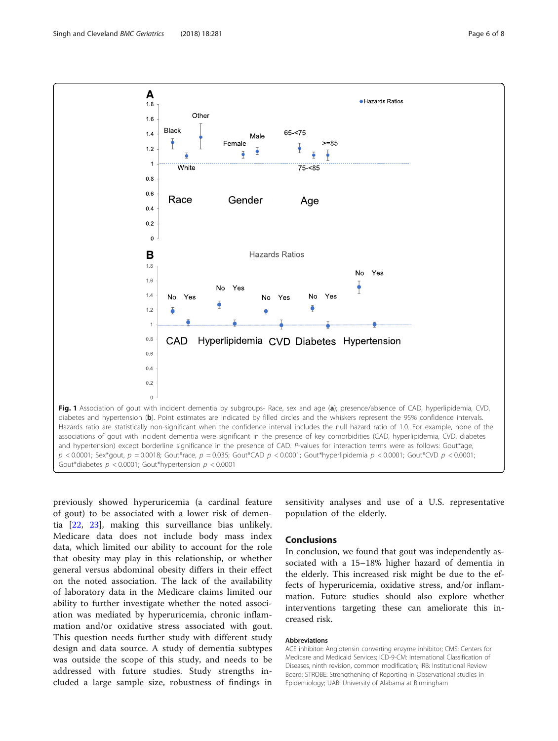Fig. 1 Association of gout with incident dementia by subgroups- Race, sex and age (**a**); presence/absence of CAD, hyperlipidemia, CVD, diabetes and hypertension (**b**). Point estimates are indicated by filled circles and the whiskers represent the 95% confidence intervals. Hazards ratio are statistically non-significant when the confidence interval includes the null hazard ratio of 1.0. For example, none of the associations of gout with incident dementia were significant in the presence of key comorbidities (CAD, hyperlipidemia, CVD, diabetes and hypertension) except borderline significance in the presence of CAD. *P*-values for interaction terms were as follows: Gout*age, $p < 0.0001$; Sex*gout, $p = 0.0018$; Gout*race, $p = 0.035$; Gout*CAD $p < 0.0001$; Gout*hyperlipidemia $p < 0.0001$; Gout*CVD $p < 0.0001$; Gout*diabetes $p < 0.0001$; Gout*hypertension $p < 0.0001$

previously showed hyperuricemia (a cardinal feature of gout) to be associated with a lower risk of dementia [22, 23], making this surveillance bias unlikely. Medicare data does not include body mass index data, which limited our ability to account for the role that obesity may play in this relationship, or whether general versus abdominal obesity differs in their effect on the noted association. The lack of the availability of laboratory data in the Medicare claims limited our ability to further investigate whether the noted association was mediated by hyperuricemia, chronic inflammation and/or oxidative stress associated with gout. This question needs further study with different study design and data source. A study of dementia subtypes was outside the scope of this study, and needs to be addressed with future studies. Study strengths included a large sample size, robustness of findings in sensitivity analyses and use of a U.S. representative population of the elderly.

## Conclusions

In conclusion, we found that gout was independently associated with a 15–18% higher hazard of dementia in the elderly. This increased risk might be due to the effects of hyperuricemia, oxidative stress, and/or inflammation. Future studies should also explore whether interventions targeting these can ameliorate this increased risk.

### Abbreviations

ACE inhibitor: Angiotensin converting enzyme inhibitor; CMS: Centers for Medicare and Medicaid Services; ICD-9-CM: International Classification of Diseases, ninth revision, common modification; IRB: Institutional Review Board; STROBE: Strengthening of Reporting in Observational studies in Epidemiology; UAB: University of Alabama at Birmingham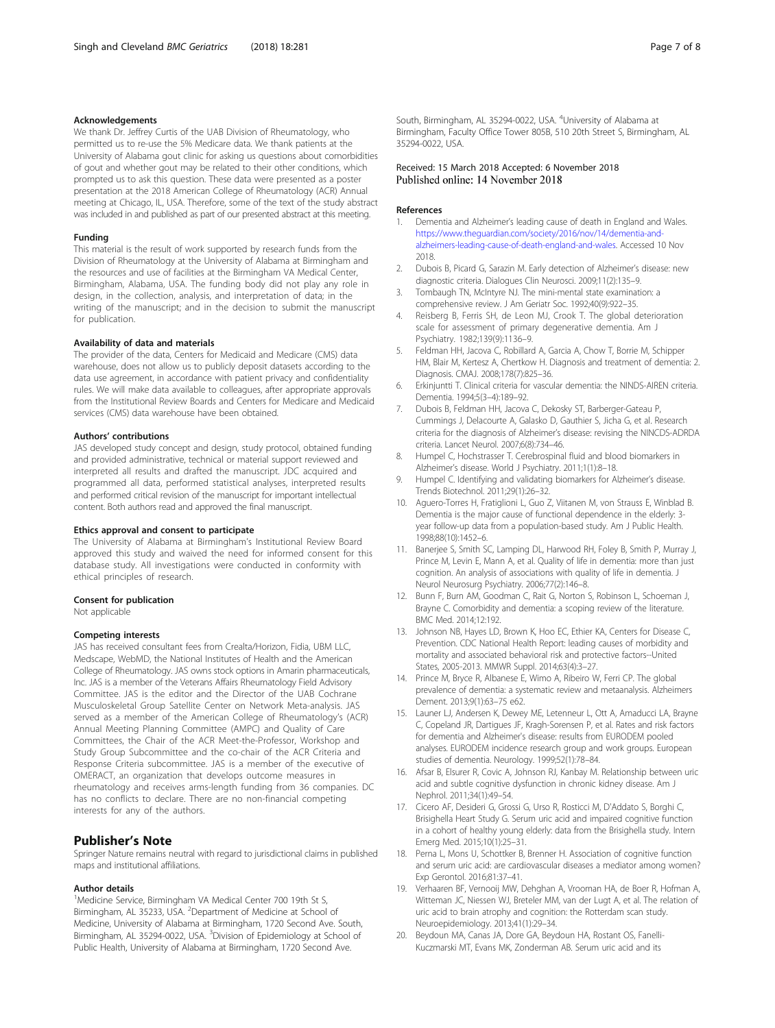### Acknowledgements

We thank Dr. Jeffrey Curtis of the UAB Division of Rheumatology, who permitted us to re-use the 5% Medicare data. We thank patients at the University of Alabama gout clinic for asking us questions about comorbidities of gout and whether gout may be related to their other conditions, which prompted us to ask this question. These data were presented as a poster presentation at the 2018 American College of Rheumatology (ACR) Annual meeting at Chicago, IL, USA. Therefore, some of the text of the study abstract was included in and published as part of our presented abstract at this meeting.

### Funding

This material is the result of work supported by research funds from the Division of Rheumatology at the University of Alabama at Birmingham and the resources and use of facilities at the Birmingham VA Medical Center, Birmingham, Alabama, USA. The funding body did not play any role in design, in the collection, analysis, and interpretation of data; in the writing of the manuscript; and in the decision to submit the manuscript for publication.

### Availability of data and materials

The provider of the data, Centers for Medicaid and Medicare (CMS) data warehouse, does not allow us to publicly deposit datasets according to the data use agreement, in accordance with patient privacy and confidentiality rules. We will make data available to colleagues, after appropriate approvals from the Institutional Review Boards and Centers for Medicare and Medicaid services (CMS) data warehouse have been obtained.

### Authors' contributions

JAS developed study concept and design, study protocol, obtained funding and provided administrative, technical or material support reviewed and interpreted all results and drafted the manuscript. JDC acquired and programmed all data, performed statistical analyses, interpreted results and performed critical revision of the manuscript for important intellectual content. Both authors read and approved the final manuscript.

### Ethics approval and consent to participate

The University of Alabama at Birmingham's Institutional Review Board approved this study and waived the need for informed consent for this database study. All investigations were conducted in conformity with ethical principles of research.

### Consent for publication

Not applicable

### Competing interests

JAS has received consultant fees from Crealta/Horizon, Fidia, UBM LLC, Medscape, WebMD, the National Institutes of Health and the American College of Rheumatology. JAS owns stock options in Amarin pharmaceuticals, Inc. JAS is a member of the Veterans Affairs Rheumatology Field Advisory Committee. JAS is the editor and the Director of the UAB Cochrane Musculoskeletal Group Satellite Center on Network Meta-analysis. JAS served as a member of the American College of Rheumatology's (ACR) Annual Meeting Planning Committee (AMPC) and Quality of Care Committees, the Chair of the ACR Meet-the-Professor, Workshop and Study Group Subcommittee and the co-chair of the ACR Criteria and Response Criteria subcommittee. JAS is a member of the executive of OMERACT, an organization that develops outcome measures in rheumatology and receives arms-length funding from 36 companies. DC has no conflicts to declare. There are no non-financial competing interests for any of the authors.

## Publisher's Note

Springer Nature remains neutral with regard to jurisdictional claims in published maps and institutional affiliations.

### Author details

[1]Medicine Service, Birmingham VA Medical Center 700 19th St S, Birmingham, AL 35233, USA. [2]Department of Medicine at School of Medicine, University of Alabama at Birmingham, 1720 Second Ave. South, Birmingham, AL 35294-0022, USA. [3]Division of Epidemiology at School of Public Health, University of Alabama at Birmingham, 1720 Second Ave. South, Birmingham, AL 35294-0022, USA. [4]University of Alabama at Birmingham, Faculty Office Tower 805B, 510 20th Street S, Birmingham, AL 35294-0022, USA.

Received: 15 March 2018 Accepted: 6 November 2018
Published online: 14 November 2018

### References

1. Dementia and Alzheimer's leading cause of death in England and Wales. https://www.theguardian.com/society/2016/nov/14/dementia-and-alzheimers-leading-cause-of-death-england-and-wales. Accessed 10 Nov 2018.
2. Dubois B, Picard G, Sarazin M. Early detection of Alzheimer's disease: new diagnostic criteria. Dialogues Clin Neurosci. 2009;11(2):135–9.
3. Tombaugh TN, McIntyre NJ. The mini-mental state examination: a comprehensive review. J Am Geriatr Soc. 1992;40(9):922–35.
4. Reisberg B, Ferris SH, de Leon MJ, Crook T. The global deterioration scale for assessment of primary degenerative dementia. Am J Psychiatry. 1982;139(9):1136–9.
5. Feldman HH, Jacova C, Robillard A, Garcia A, Chow T, Borrie M, Schipper HM, Blair M, Kertesz A, Chertkow H. Diagnosis and treatment of dementia: 2. Diagnosis. CMAJ. 2008;178(7):825–36.
6. Erkinjuntti T. Clinical criteria for vascular dementia: the NINDS-AIREN criteria. Dementia. 1994;5(3–4):189–92.
7. Dubois B, Feldman HH, Jacova C, Dekosky ST, Barberger-Gateau P, Cummings J, Delacourte A, Galasko D, Gauthier S, Jicha G, et al. Research criteria for the diagnosis of Alzheimer's disease: revising the NINCDS-ADRDA criteria. Lancet Neurol. 2007;6(8):734–46.
8. Humpel C, Hochstrasser T. Cerebrospinal fluid and blood biomarkers in Alzheimer's disease. World J Psychiatry. 2011;1(1):8–18.
9. Humpel C. Identifying and validating biomarkers for Alzheimer's disease. Trends Biotechnol. 2011;29(1):26–32.
10. Aguero-Torres H, Fratiglioni L, Guo Z, Viitanen M, von Strauss E, Winblad B. Dementia is the major cause of functional dependence in the elderly: 3-year follow-up data from a population-based study. Am J Public Health. 1998;88(10):1452–6.
11. Banerjee S, Smith SC, Lamping DL, Harwood RH, Foley B, Smith P, Murray J, Prince M, Levin E, Mann A, et al. Quality of life in dementia: more than just cognition. An analysis of associations with quality of life in dementia. J Neurol Neurosurg Psychiatry. 2006;77(2):146–8.
12. Bunn F, Burn AM, Goodman C, Rait G, Norton S, Robinson L, Schoeman J, Brayne C. Comorbidity and dementia: a scoping review of the literature. BMC Med. 2014;12:192.
13. Johnson NB, Hayes LD, Brown K, Hoo EC, Ethier KA, Centers for Disease C, Prevention. CDC National Health Report: leading causes of morbidity and mortality and associated behavioral risk and protective factors--United States, 2005-2013. MMWR Suppl. 2014;63(4):3–27.
14. Prince M, Bryce R, Albanese E, Wimo A, Ribeiro W, Ferri CP. The global prevalence of dementia: a systematic review and metaanalysis. Alzheimers Dement. 2013;9(1):63–75 e62.
15. Launer LJ, Andersen K, Dewey ME, Letenneur L, Ott A, Amaducci LA, Brayne C, Copeland JR, Dartigues JF, Kragh-Sorensen P, et al. Rates and risk factors for dementia and Alzheimer's disease: results from EURODEM pooled analyses. EURODEM incidence research group and work groups. European studies of dementia. Neurology. 1999;52(1):78–84.
16. Afsar B, Elsurer R, Covic A, Johnson RJ, Kanbay M. Relationship between uric acid and subtle cognitive dysfunction in chronic kidney disease. Am J Nephrol. 2011;34(1):49–54.
17. Cicero AF, Desideri G, Grossi G, Urso R, Rosticci M, D'Addato S, Borghi C, Brisighella Heart Study G. Serum uric acid and impaired cognitive function in a cohort of healthy young elderly: data from the Brisighella study. Intern Emerg Med. 2015;10(1):25–31.
18. Perna L, Mons U, Schottker B, Brenner H. Association of cognitive function and serum uric acid: are cardiovascular diseases a mediator among women? Exp Gerontol. 2016;81:37–41.
19. Verhaaren BF, Vernooij MW, Dehghan A, Vrooman HA, de Boer R, Hofman A, Witteman JC, Niessen WJ, Breteler MM, van der Lugt A, et al. The relation of uric acid to brain atrophy and cognition: the Rotterdam scan study. Neuroepidemiology. 2013;41(1):29–34.
20. Beydoun MA, Canas JA, Dore GA, Beydoun HA, Rostant OS, Fanelli-Kuczmarski MT, Evans MK, Zonderman AB. Serum uric acid and its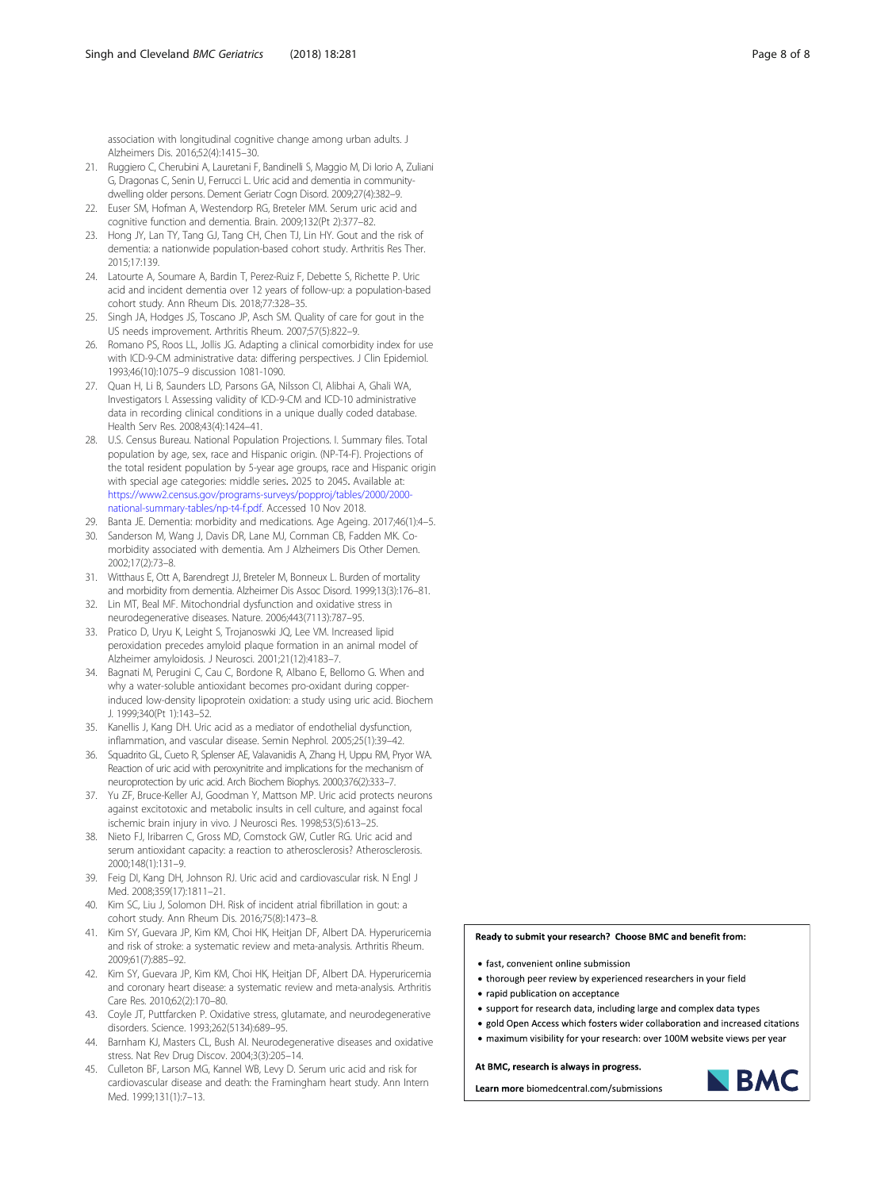association with longitudinal cognitive change among urban adults. J Alzheimers Dis. 2016;52(4):1415–30.

21. Ruggiero C, Cherubini A, Lauretani F, Bandinelli S, Maggio M, Di Iorio A, Zuliani G, Dragonas C, Senin U, Ferrucci L. Uric acid and dementia in community-dwelling older persons. Dement Geriatr Cogn Disord. 2009;27(4):382–9.
22. Euser SM, Hofman A, Westendorp RG, Breteler MM. Serum uric acid and cognitive function and dementia. Brain. 2009;132(Pt 2):377–82.
23. Hong JY, Lan TY, Tang GJ, Tang CH, Chen TJ, Lin HY. Gout and the risk of dementia: a nationwide population-based cohort study. Arthritis Res Ther. 2015;17:139.
24. Latourte A, Soumare A, Bardin T, Perez-Ruiz F, Debette S, Richette P. Uric acid and incident dementia over 12 years of follow-up: a population-based cohort study. Ann Rheum Dis. 2018;77:328–35.
25. Singh JA, Hodges JS, Toscano JP, Asch SM. Quality of care for gout in the US needs improvement. Arthritis Rheum. 2007;57(5):822–9.
26. Romano PS, Roos LL, Jollis JG. Adapting a clinical comorbidity index for use with ICD-9-CM administrative data: differing perspectives. J Clin Epidemiol. 1993;46(10):1075–9 discussion 1081-1090.
27. Quan H, Li B, Saunders LD, Parsons GA, Nilsson CI, Alibhai A, Ghali WA, Investigators I. Assessing validity of ICD-9-CM and ICD-10 administrative data in recording clinical conditions in a unique dually coded database. Health Serv Res. 2008;43(4):1424–41.
28. U.S. Census Bureau. National Population Projections. I. Summary files. Total population by age, sex, race and Hispanic origin. (NP-T4-F). Projections of the total resident population by 5-year age groups, race and Hispanic origin with special age categories: middle series. 2025 to 2045. Available at: https://www2.census.gov/programs-surveys/popproj/tables/2000/2000-national-summary-tables/np-t4-f.pdf. Accessed 10 Nov 2018.
29. Banta JE. Dementia: morbidity and medications. Age Ageing. 2017;46(1):4–5.
30. Sanderson M, Wang J, Davis DR, Lane MJ, Cornman CB, Fadden MK. Co-morbidity associated with dementia. Am J Alzheimers Dis Other Demen. 2002;17(2):73–8.
31. Witthaus E, Ott A, Barendregt JJ, Breteler M, Bonneux L. Burden of mortality and morbidity from dementia. Alzheimer Dis Assoc Disord. 1999;13(3):176–81.
32. Lin MT, Beal MF. Mitochondrial dysfunction and oxidative stress in neurodegenerative diseases. Nature. 2006;443(7113):787–95.
33. Pratico D, Uryu K, Leight S, Trojanoswki JQ, Lee VM. Increased lipid peroxidation precedes amyloid plaque formation in an animal model of Alzheimer amyloidosis. J Neurosci. 2001;21(12):4183–7.
34. Bagnati M, Perugini C, Cau C, Bordone R, Albano E, Bellomo G. When and why a water-soluble antioxidant becomes pro-oxidant during copper-induced low-density lipoprotein oxidation: a study using uric acid. Biochem J. 1999;340(Pt 1):143–52.
35. Kanellis J, Kang DH. Uric acid as a mediator of endothelial dysfunction, inflammation, and vascular disease. Semin Nephrol. 2005;25(1):39–42.
36. Squadrito GL, Cueto R, Splenser AE, Valavanidis A, Zhang H, Uppu RM, Pryor WA. Reaction of uric acid with peroxynitrite and implications for the mechanism of neuroprotection by uric acid. Arch Biochem Biophys. 2000;376(2):333–7.
37. Yu ZF, Bruce-Keller AJ, Goodman Y, Mattson MP. Uric acid protects neurons against excitotoxic and metabolic insults in cell culture, and against focal ischemic brain injury in vivo. J Neurosci Res. 1998;53(5):613–25.
38. Nieto FJ, Iribarren C, Gross MD, Comstock GW, Cutler RG. Uric acid and serum antioxidant capacity: a reaction to atherosclerosis? Atherosclerosis. 2000;148(1):131–9.
39. Feig DI, Kang DH, Johnson RJ. Uric acid and cardiovascular risk. N Engl J Med. 2008;359(17):1811–21.
40. Kim SC, Liu J, Solomon DH. Risk of incident atrial fibrillation in gout: a cohort study. Ann Rheum Dis. 2016;75(8):1473–8.
41. Kim SY, Guevara JP, Kim KM, Choi HK, Heitjan DF, Albert DA. Hyperuricemia and risk of stroke: a systematic review and meta-analysis. Arthritis Rheum. 2009;61(7):885–92.
42. Kim SY, Guevara JP, Kim KM, Choi HK, Heitjan DF, Albert DA. Hyperuricemia and coronary heart disease: a systematic review and meta-analysis. Arthritis Care Res. 2010;62(2):170–80.
43. Coyle JT, Puttfarcken P. Oxidative stress, glutamate, and neurodegenerative disorders. Science. 1993;262(5134):689–95.
44. Barnham KJ, Masters CL, Bush AI. Neurodegenerative diseases and oxidative stress. Nat Rev Drug Discov. 2004;3(3):205–14.
45. Culleton BF, Larson MG, Kannel WB, Levy D. Serum uric acid and risk for cardiovascular disease and death: the Framingham heart study. Ann Intern Med. 1999;131(1):7–13.

**Ready to submit your research? Choose BMC and benefit from:**

- fast, convenient online submission
- thorough peer review by experienced researchers in your field
- rapid publication on acceptance
- support for research data, including large and complex data types
- gold Open Access which fosters wider collaboration and increased citations
- maximum visibility for your research: over 100M website views per year

**At BMC, research is always in progress.**

**Learn more** biomedcentral.com/submissions

BMC